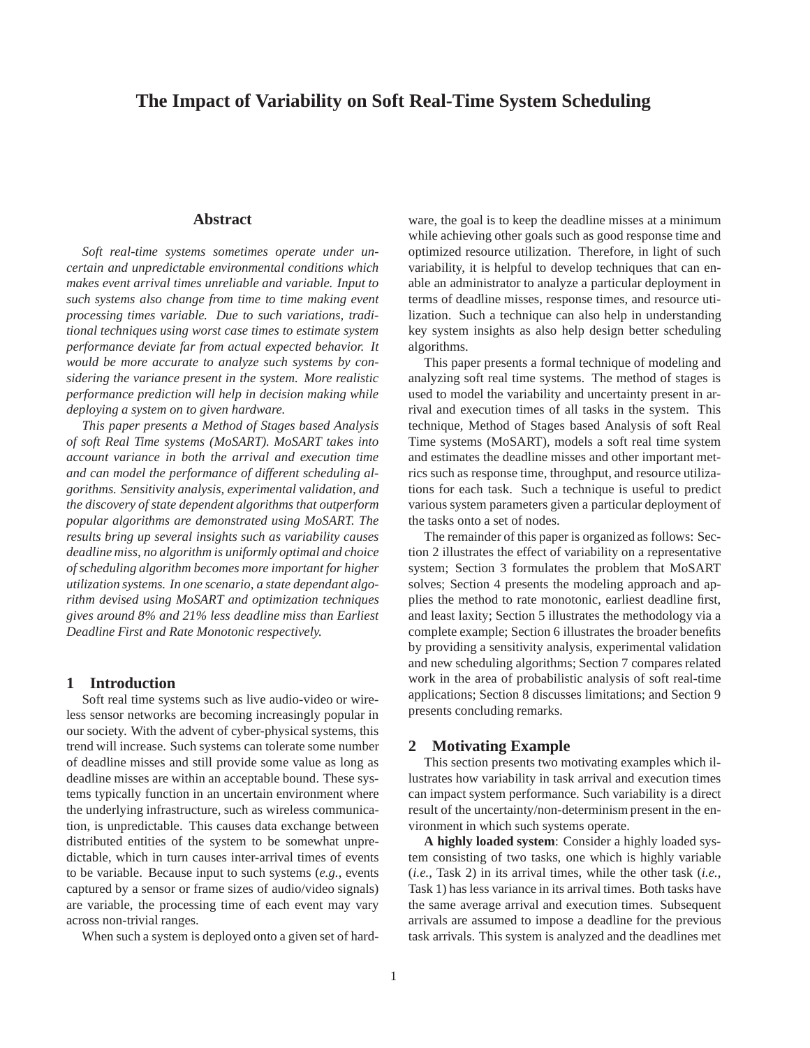# The Impact of Variability on Soft Real-Time System Scheduling

## Abstract

*Soft real-time systems sometimes operate under uncertain and unpredictable environmental conditions which makes event arrival times unreliable and variable. Input to such systems also change from time to time making event processing times variable. Due to such variations, traditional techniques using worst case times to estimate system performance deviate far from actual expected behavior. It would be more accurate to analyze such systems by considering the variance present in the system. More realistic performance prediction will help in decision making while deploying a system on to given hardware.*

*This paper presents a Method of Stages based Analysis of soft Real Time systems (MoSART). MoSART takes into account variance in both the arrival and execution time and can model the performance of different scheduling algorithms. Sensitivity analysis, experimental validation, and the discovery of state dependent algorithms that outperform popular algorithms are demonstrated using MoSART. The results bring up several insights such as variability causes deadline miss, no algorithm is uniformly optimal and choice of scheduling algorithm becomes more important for higher utilization systems. In one scenario, a state dependant algorithm devised using MoSART and optimization techniques gives around 8% and 21% less deadline miss than Earliest Deadline First and Rate Monotonic respectively.*

## 1 Introduction

Soft real time systems such as live audio-video or wireless sensor networks are becoming increasingly popular in our society. With the advent of cyber-physical systems, this trend will increase. Such systems can tolerate some number of deadline misses and still provide some value as long as deadline misses are within an acceptable bound. These systems typically function in an uncertain environment where the underlying infrastructure, such as wireless communication, is unpredictable. This causes data exchange between distributed entities of the system to be somewhat unpredictable, which in turn causes inter-arrival times of events to be variable. Because input to such systems (*e.g.,* events captured by a sensor or frame sizes of audio/video signals) are variable, the processing time of each event may vary across non-trivial ranges.

When such a system is deployed onto a given set of hardware, the goal is to keep the deadline misses at a minimum while achieving other goals such as good response time and optimized resource utilization. Therefore, in light of such variability, it is helpful to develop techniques that can enable an administrator to analyze a particular deployment in terms of deadline misses, response times, and resource utilization. Such a technique can also help in understanding key system insights as also help design better scheduling algorithms.

This paper presents a formal technique of modeling and analyzing soft real time systems. The method of stages is used to model the variability and uncertainty present in arrival and execution times of all tasks in the system. This technique, Method of Stages based Analysis of soft Real Time systems (MoSART), models a soft real time system and estimates the deadline misses and other important metrics such as response time, throughput, and resource utilizations for each task. Such a technique is useful to predict various system parameters given a particular deployment of the tasks onto a set of nodes.

The remainder of this paper is organized as follows: Section 2 illustrates the effect of variability on a representative system; Section 3 formulates the problem that MoSART solves; Section 4 presents the modeling approach and applies the method to rate monotonic, earliest deadline first, and least laxity; Section 5 illustrates the methodology via a complete example; Section 6 illustrates the broader benefits by providing a sensitivity analysis, experimental validation and new scheduling algorithms; Section 7 compares related work in the area of probabilistic analysis of soft real-time applications; Section 8 discusses limitations; and Section 9 presents concluding remarks.

## 2 Motivating Example

This section presents two motivating examples which illustrates how variability in task arrival and execution times can impact system performance. Such variability is a direct result of the uncertainty/non-determinism present in the environment in which such systems operate.

**A highly loaded system**: Consider a highly loaded system consisting of two tasks, one which is highly variable (*i.e.,* Task 2) in its arrival times, while the other task (*i.e.,* Task 1) has less variance in its arrival times. Both tasks have the same average arrival and execution times. Subsequent arrivals are assumed to impose a deadline for the previous task arrivals. This system is analyzed and the deadlines met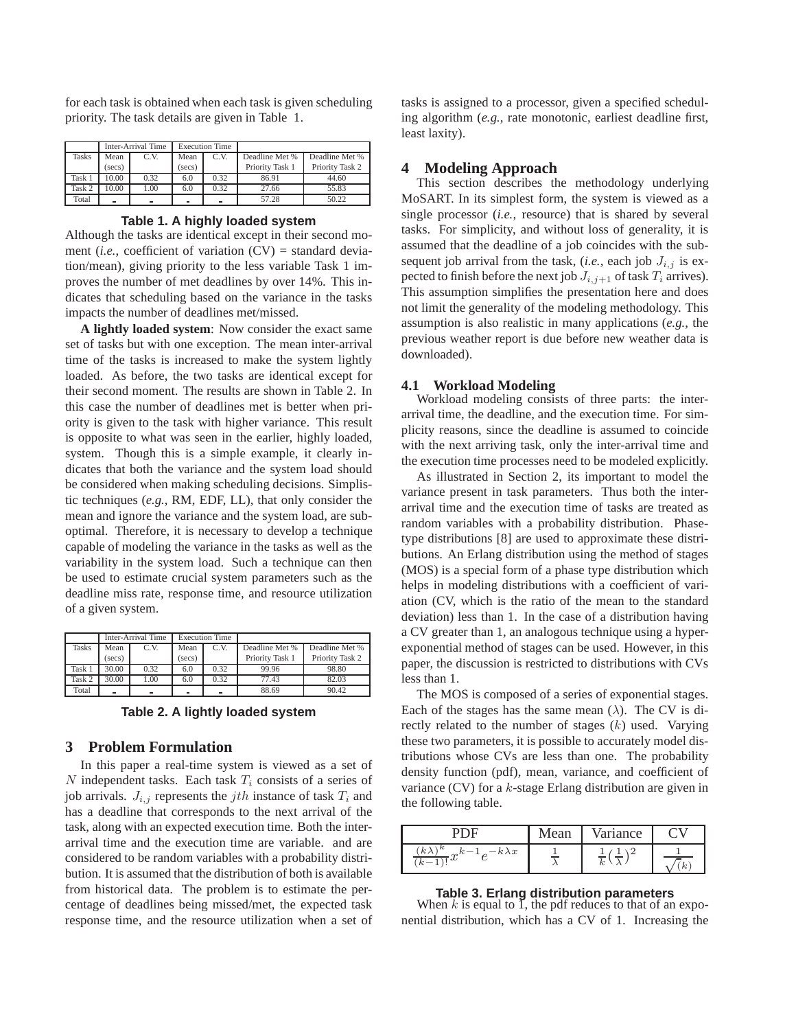for each task is obtained when each task is given scheduling priority. The task details are given in Table 1.

| | Inter-Arrival Time | | Execution Time | | | |
|---|---|---|---|---|---|---|
| Tasks | Mean (secs) | C.V. | Mean (secs) | C.V. | Deadline Met % Priority Task 1 | Deadline Met % Priority Task 2 |
| Task 1 | 10.00 | 0.32 | 6.0 | 0.32 | 86.91 | 44.60 |
| Task 2 | 10.00 | 1.00 | 6.0 | 0.32 | 27.66 | 55.83 |
| Total | - | - | - | - | 57.28 | 50.22 |

**Table 1. A highly loaded system**

Although the tasks are identical except in their second moment (*i.e.*, coefficient of variation (CV) = standard deviation/mean), giving priority to the less variable Task 1 improves the number of met deadlines by over 14%. This indicates that scheduling based on the variance in the tasks impacts the number of deadlines met/missed.

**A lightly loaded system**: Now consider the exact same set of tasks but with one exception. The mean inter-arrival time of the tasks is increased to make the system lightly loaded. As before, the two tasks are identical except for their second moment. The results are shown in Table 2. In this case the number of deadlines met is better when priority is given to the task with higher variance. This result is opposite to what was seen in the earlier, highly loaded, system. Though this is a simple example, it clearly indicates that both the variance and the system load should be considered when making scheduling decisions. Simplistic techniques (*e.g.*, RM, EDF, LL), that only consider the mean and ignore the variance and the system load, are suboptimal. Therefore, it is necessary to develop a technique capable of modeling the variance in the tasks as well as the variability in the system load. Such a technique can then be used to estimate crucial system parameters such as the deadline miss rate, response time, and resource utilization of a given system.

| | Inter-Arrival Time | | Execution Time | | | |
|---|---|---|---|---|---|---|
| Tasks | Mean (secs) | C.V. | Mean (secs) | C.V. | Deadline Met % Priority Task 1 | Deadline Met % Priority Task 2 |
| Task 1 | 30.00 | 0.32 | 6.0 | 0.32 | 99.96 | 98.80 |
| Task 2 | 30.00 | 1.00 | 6.0 | 0.32 | 77.43 | 82.03 |
| Total | - | - | - | - | 88.69 | 90.42 |

**Table 2. A lightly loaded system**

## 3 Problem Formulation

In this paper a real-time system is viewed as a set of $N$ independent tasks. Each task $T_i$ consists of a series of job arrivals. $J_{i,j}$ represents the $jth$ instance of task $T_i$ and has a deadline that corresponds to the next arrival of the task, along with an expected execution time. Both the inter-arrival time and the execution time are variable. and are considered to be random variables with a probability distribution. It is assumed that the distribution of both is available from historical data. The problem is to estimate the percentage of deadlines being missed/met, the expected task response time, and the resource utilization when a set of tasks is assigned to a processor, given a specified scheduling algorithm (*e.g.*, rate monotonic, earliest deadline first, least laxity).

## 4 Modeling Approach

This section describes the methodology underlying MoSART. In its simplest form, the system is viewed as a single processor (*i.e.*, resource) that is shared by several tasks. For simplicity, and without loss of generality, it is assumed that the deadline of a job coincides with the subsequent job arrival from the task, (*i.e.*, each job $J_{i,j}$ is expected to finish before the next job $J_{i,j+1}$ of task $T_i$ arrives). This assumption simplifies the presentation here and does not limit the generality of the modeling methodology. This assumption is also realistic in many applications (*e.g.*, the previous weather report is due before new weather data is downloaded).

### 4.1 Workload Modeling

Workload modeling consists of three parts: the inter-arrival time, the deadline, and the execution time. For simplicity reasons, since the deadline is assumed to coincide with the next arriving task, only the inter-arrival time and the execution time processes need to be modeled explicitly.

As illustrated in Section 2, its important to model the variance present in task parameters. Thus both the inter-arrival time and the execution time of tasks are treated as random variables with a probability distribution. Phase-type distributions [8] are used to approximate these distributions. An Erlang distribution using the method of stages (MOS) is a special form of a phase type distribution which helps in modeling distributions with a coefficient of variation (CV, which is the ratio of the mean to the standard deviation) less than 1. In the case of a distribution having a CV greater than 1, an analogous technique using a hyper-exponential method of stages can be used. However, in this paper, the discussion is restricted to distributions with CVs less than 1.

The MOS is composed of a series of exponential stages. Each of the stages has the same mean ($\lambda$). The CV is directly related to the number of stages ($k$) used. Varying these two parameters, it is possible to accurately model distributions whose CVs are less than one. The probability density function (pdf), mean, variance, and coefficient of variance (CV) for a $k$-stage Erlang distribution are given in the following table.

| PDF | Mean | Variance | CV |
|---|---|---|---|
| $\frac{(k\lambda)^k}{(k-1)!}x^{k-1}e^{-k\lambda x}$ | $\frac{1}{\lambda}$ | $\frac{1}{k}(\frac{1}{\lambda})^2$ | $\frac{1}{\sqrt(k)}$ |

**Table 3. Erlang distribution parameters**

When $k$ is equal to 1, the pdf reduces to that of an exponential distribution, which has a CV of 1. Increasing the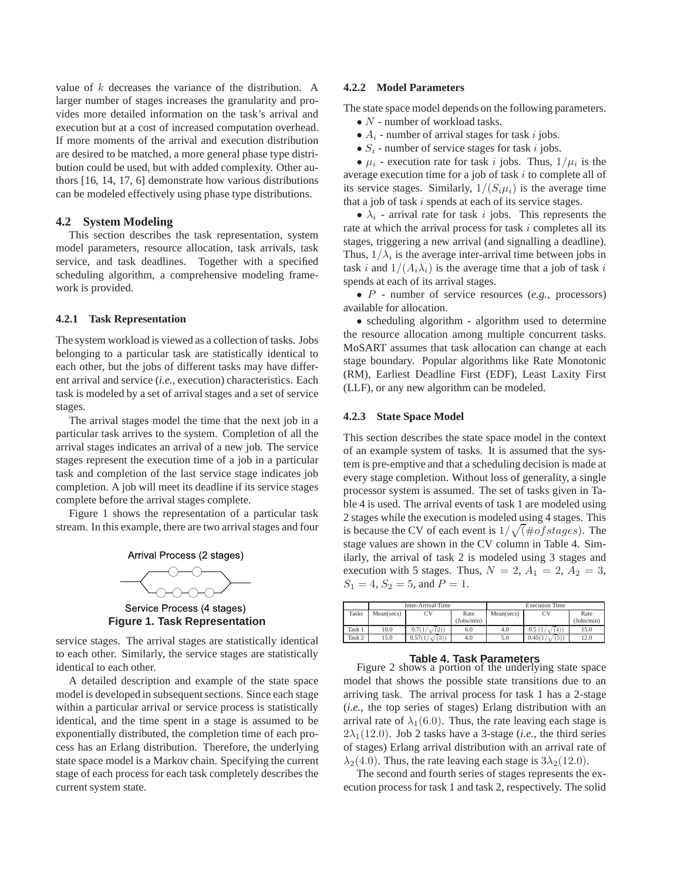value of $k$ decreases the variance of the distribution. A larger number of stages increases the granularity and provides more detailed information on the task's arrival and execution but at a cost of increased computation overhead. If more moments of the arrival and execution distribution are desired to be matched, a more general phase type distribution could be used, but with added complexity. Other authors [16, 14, 17, 6] demonstrate how various distributions can be modeled effectively using phase type distributions.

## 4.2 System Modeling

This section describes the task representation, system model parameters, resource allocation, task arrivals, task service, and task deadlines. Together with a specified scheduling algorithm, a comprehensive modeling framework is provided.

### 4.2.1 Task Representation

The system workload is viewed as a collection of tasks. Jobs belonging to a particular task are statistically identical to each other, but the jobs of different tasks may have different arrival and service (*i.e.*, execution) characteristics. Each task is modeled by a set of arrival stages and a set of service stages.

The arrival stages model the time that the next job in a particular task arrives to the system. Completion of all the arrival stages indicates an arrival of a new job. The service stages represent the execution time of a job in a particular task and completion of the last service stage indicates job completion. A job will meet its deadline if its service stages complete before the arrival stages complete.

Figure 1 shows the representation of a particular task stream. In this example, there are two arrival stages and four service stages. The arrival stages are statistically identical to each other. Similarly, the service stages are statistically identical to each other.

Arrival Process (2 stages)

Service Process (4 stages)

**Figure 1. Task Representation**

A detailed description and example of the state space model is developed in subsequent sections. Since each stage within a particular arrival or service process is statistically identical, and the time spent in a stage is assumed to be exponentially distributed, the completion time of each process has an Erlang distribution. Therefore, the underlying state space model is a Markov chain. Specifying the current stage of each process for each task completely describes the current system state.

### 4.2.2 Model Parameters

The state space model depends on the following parameters.

- $N$ - number of workload tasks.
- $A_i$ - number of arrival stages for task $i$ jobs.
- $S_i$ - number of service stages for task $i$ jobs.
- $\mu_i$ - execution rate for task $i$ jobs. Thus, $1/\mu_i$ is the average execution time for a job of task $i$ to complete all of its service stages. Similarly, $1/(S_i\mu_i)$ is the average time that a job of task $i$ spends at each of its service stages.
- $\lambda_i$ - arrival rate for task $i$ jobs. This represents the rate at which the arrival process for task $i$ completes all its stages, triggering a new arrival (and signalling a deadline). Thus, $1/\lambda_i$ is the average inter-arrival time between jobs in task $i$ and $1/(A_i\lambda_i)$ is the average time that a job of task $i$ spends at each of its arrival stages.
- $P$ - number of service resources (*e.g.*, processors) available for allocation.
- scheduling algorithm - algorithm used to determine the resource allocation among multiple concurrent tasks. MoSART assumes that task allocation can change at each stage boundary. Popular algorithms like Rate Monotonic (RM), Earliest Deadline First (EDF), Least Laxity First (LLF), or any new algorithm can be modeled.

### 4.2.3 State Space Model

This section describes the state space model in the context of an example system of tasks. It is assumed that the system is pre-emptive and that a scheduling decision is made at every stage completion. Without loss of generality, a single processor system is assumed. The set of tasks given in Table 4 is used. The arrival events of task 1 are modeled using 2 stages while the execution is modeled using 4 stages. This is because the CV of each event is $1/\sqrt{(\#of stages)}$. The stage values are shown in the CV column in Table 4. Similarly, the arrival of task 2 is modeled using 3 stages and execution with 5 stages. Thus, $N = 2$, $A_1 = 2$, $A_2 = 3$, $S_1 = 4$, $S_2 = 5$, and $P = 1$.

| | Inter-Arrival Time | | | Execution Time | | |
|---|---|---|---|---|---|---|
| Tasks | Mean(secs) | CV | Rate (Jobs/min) | Mean(secs) | CV | Rate (Jobs/min) |
| Task 1 | 10.0 | $0.7(1/\sqrt{(2)})$ | 6.0 | 4.0 | $0.5\ (1/\sqrt{(4)})$ | 15.0 |
| Task 2 | 15.0 | $0.57(1/\sqrt{(3)})$ | 4.0 | 5.0 | $0.45(1/\sqrt{(5)})$ | 12.0 |

**Table 4. Task Parameters**

Figure 2 shows a portion of the underlying state space model that shows the possible state transitions due to an arriving task. The arrival process for task 1 has a 2-stage (*i.e.*, the top series of stages) Erlang distribution with an arrival rate of $\lambda_1(6.0)$. Thus, the rate leaving each stage is $2\lambda_1(12.0)$. Job 2 tasks have a 3-stage (*i.e.*, the third series of stages) Erlang arrival distribution with an arrival rate of $\lambda_2(4.0)$. Thus, the rate leaving each stage is $3\lambda_2(12.0)$.

The second and fourth series of stages represents the execution process for task 1 and task 2, respectively. The solid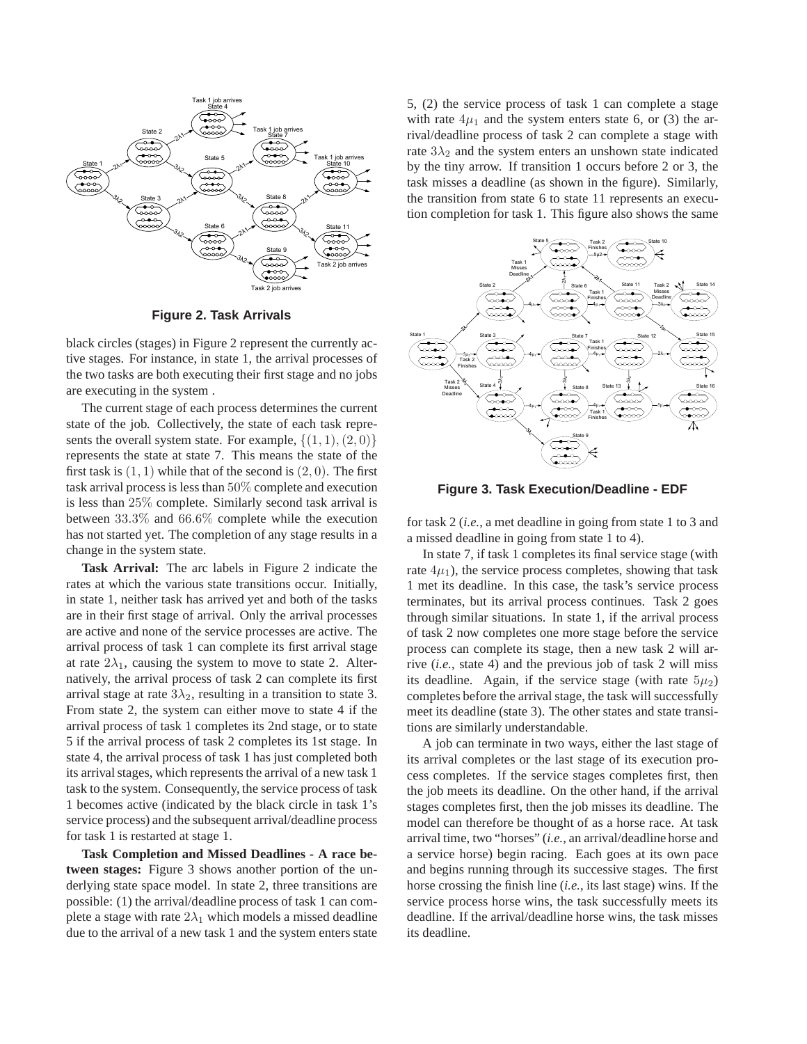**Figure 2. Task Arrivals**

black circles (stages) in Figure 2 represent the currently active stages. For instance, in state 1, the arrival processes of the two tasks are both executing their first stage and no jobs are executing in the system .

The current stage of each process determines the current state of the job. Collectively, the state of each task represents the overall system state. For example, $\{(1,1),(2,0)\}$ represents the state at state 7. This means the state of the first task is $(1,1)$ while that of the second is $(2,0)$. The first task arrival process is less than $50\%$ complete and execution is less than $25\%$ complete. Similarly second task arrival is between $33.3\%$ and $66.6\%$ complete while the execution has not started yet. The completion of any stage results in a change in the system state.

**Task Arrival:** The arc labels in Figure 2 indicate the rates at which the various state transitions occur. Initially, in state 1, neither task has arrived yet and both of the tasks are in their first stage of arrival. Only the arrival processes are active and none of the service processes are active. The arrival process of task 1 can complete its first arrival stage at rate $2\lambda_1$, causing the system to move to state 2. Alternatively, the arrival process of task 2 can complete its first arrival stage at rate $3\lambda_2$, resulting in a transition to state 3. From state 2, the system can either move to state 4 if the arrival process of task 1 completes its 2nd stage, or to state 5 if the arrival process of task 2 completes its 1st stage. In state 4, the arrival process of task 1 has just completed both its arrival stages, which represents the arrival of a new task 1 task to the system. Consequently, the service process of task 1 becomes active (indicated by the black circle in task 1's service process) and the subsequent arrival/deadline process for task 1 is restarted at stage 1.

**Task Completion and Missed Deadlines - A race between stages:** Figure 3 shows another portion of the underlying state space model. In state 2, three transitions are possible: (1) the arrival/deadline process of task 1 can complete a stage with rate $2\lambda_1$ which models a missed deadline due to the arrival of a new task 1 and the system enters state 5, (2) the service process of task 1 can complete a stage with rate $4\mu_1$ and the system enters state 6, or (3) the arrival/deadline process of task 2 can complete a stage with rate $3\lambda_2$ and the system enters an unshown state indicated by the tiny arrow. If transition 1 occurs before 2 or 3, the task misses a deadline (as shown in the figure). Similarly, the transition from state 6 to state 11 represents an execution completion for task 1. This figure also shows the same

**Figure 3. Task Execution/Deadline - EDF**

for task 2 (*i.e.*, a met deadline in going from state 1 to 3 and a missed deadline in going from state 1 to 4).

In state 7, if task 1 completes its final service stage (with rate $4\mu_1$), the service process completes, showing that task 1 met its deadline. In this case, the task's service process terminates, but its arrival process continues. Task 2 goes through similar situations. In state 1, if the arrival process of task 2 now completes one more stage before the service process can complete its stage, then a new task 2 will arrive (*i.e.*, state 4) and the previous job of task 2 will miss its deadline. Again, if the service stage (with rate $5\mu_2$) completes before the arrival stage, the task will successfully meet its deadline (state 3). The other states and state transitions are similarly understandable.

A job can terminate in two ways, either the last stage of its arrival completes or the last stage of its execution process completes. If the service stages completes first, then the job meets its deadline. On the other hand, if the arrival stages completes first, then the job misses its deadline. The model can therefore be thought of as a horse race. At task arrival time, two "horses" (*i.e.*, an arrival/deadline horse and a service horse) begin racing. Each goes at its own pace and begins running through its successive stages. The first horse crossing the finish line (*i.e.*, its last stage) wins. If the service process horse wins, the task successfully meets its deadline. If the arrival/deadline horse wins, the task misses its deadline.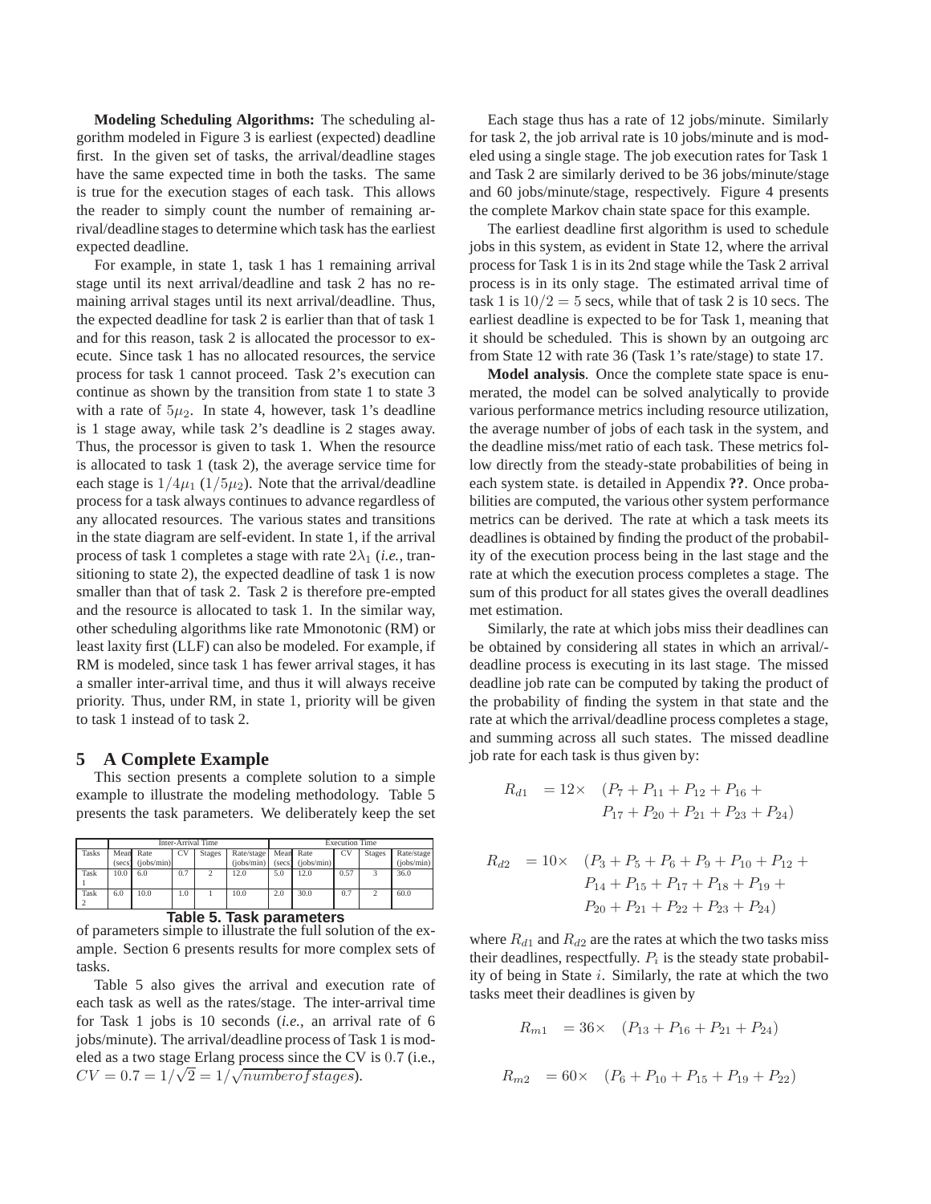**Modeling Scheduling Algorithms:** The scheduling algorithm modeled in Figure 3 is earliest (expected) deadline first. In the given set of tasks, the arrival/deadline stages have the same expected time in both the tasks. The same is true for the execution stages of each task. This allows the reader to simply count the number of remaining arrival/deadline stages to determine which task has the earliest expected deadline.

For example, in state 1, task 1 has 1 remaining arrival stage until its next arrival/deadline and task 2 has no remaining arrival stages until its next arrival/deadline. Thus, the expected deadline for task 2 is earlier than that of task 1 and for this reason, task 2 is allocated the processor to execute. Since task 1 has no allocated resources, the service process for task 1 cannot proceed. Task 2's execution can continue as shown by the transition from state 1 to state 3 with a rate of $5\mu_2$. In state 4, however, task 1's deadline is 1 stage away, while task 2's deadline is 2 stages away. Thus, the processor is given to task 1. When the resource is allocated to task 1 (task 2), the average service time for each stage is $1/4\mu_1$ ($1/5\mu_2$). Note that the arrival/deadline process for a task always continues to advance regardless of any allocated resources. The various states and transitions in the state diagram are self-evident. In state 1, if the arrival process of task 1 completes a stage with rate $2\lambda_1$ (*i.e.*, transitioning to state 2), the expected deadline of task 1 is now smaller than that of task 2. Task 2 is therefore pre-empted and the resource is allocated to task 1. In the similar way, other scheduling algorithms like rate Mmonotonic (RM) or least laxity first (LLF) can also be modeled. For example, if RM is modeled, since task 1 has fewer arrival stages, it has a smaller inter-arrival time, and thus it will always receive priority. Thus, under RM, in state 1, priority will be given to task 1 instead of to task 2.

## 5 A Complete Example

This section presents a complete solution to a simple example to illustrate the modeling methodology. Table 5 presents the task parameters. We deliberately keep the set of parameters simple to illustrate the full solution of the example. Section 6 presents results for more complex sets of tasks.

| | Inter-Arrival Time | | | | | Execution Time | | | | |
|---|---|---|---|---|---|---|---|---|---|---|
| Tasks | Mean (secs) | Rate (jobs/min) | CV | Stages | Rate/stage (jobs/min) | Mean (secs) | Rate (jobs/min) | CV | Stages | Rate/stage (jobs/min) |
| Task 1 | 10.0 | 6.0 | 0.7 | 2 | 12.0 | 5.0 | 12.0 | 0.57 | 3 | 36.0 |
| Task 2 | 6.0 | 10.0 | 1.0 | 1 | 10.0 | 2.0 | 30.0 | 0.7 | 2 | 60.0 |

**Table 5. Task parameters**

Table 5 also gives the arrival and execution rate of each task as well as the rates/stage. The inter-arrival time for Task 1 jobs is 10 seconds (*i.e.*, an arrival rate of 6 jobs/minute). The arrival/deadline process of Task 1 is modeled as a two stage Erlang process since the CV is 0.7 (i.e., $CV = 0.7 = 1/\sqrt{2} = 1/\sqrt{numberofstages}$).

Each stage thus has a rate of 12 jobs/minute. Similarly for task 2, the job arrival rate is 10 jobs/minute and is modeled using a single stage. The job execution rates for Task 1 and Task 2 are similarly derived to be 36 jobs/minute/stage and 60 jobs/minute/stage, respectively. Figure 4 presents the complete Markov chain state space for this example.

The earliest deadline first algorithm is used to schedule jobs in this system, as evident in State 12, where the arrival process for Task 1 is in its 2nd stage while the Task 2 arrival process is in its only stage. The estimated arrival time of task 1 is $10/2 = 5$ secs, while that of task 2 is 10 secs. The earliest deadline is expected to be for Task 1, meaning that it should be scheduled. This is shown by an outgoing arc from State 12 with rate 36 (Task 1's rate/stage) to state 17.

**Model analysis**. Once the complete state space is enumerated, the model can be solved analytically to provide various performance metrics including resource utilization, the average number of jobs of each task in the system, and the deadline miss/met ratio of each task. These metrics follow directly from the steady-state probabilities of being in each system state. is detailed in Appendix **??**. Once probabilities are computed, the various other system performance metrics can be derived. The rate at which a task meets its deadlines is obtained by finding the product of the probability of the execution process being in the last stage and the rate at which the execution process completes a stage. The sum of this product for all states gives the overall deadlines met estimation.

Similarly, the rate at which jobs miss their deadlines can be obtained by considering all states in which an arrival/-deadline process is executing in its last stage. The missed deadline job rate can be computed by taking the product of the probability of finding the system in that state and the rate at which the arrival/deadline process completes a stage, and summing across all such states. The missed deadline job rate for each task is thus given by:

$$R_{d1} = 12\times \quad (P_7 + P_{11} + P_{12} + P_{16} + P_{17} + P_{20} + P_{21} + P_{23} + P_{24})$$

$$R_{d2} = 10\times \quad (P_3 + P_5 + P_6 + P_9 + P_{10} + P_{12} + P_{14} + P_{15} + P_{17} + P_{18} + P_{19} + P_{20} + P_{21} + P_{22} + P_{23} + P_{24})$$

where $R_{d1}$ and $R_{d2}$ are the rates at which the two tasks miss their deadlines, respectfully. $P_i$ is the steady state probability of being in State $i$. Similarly, the rate at which the two tasks meet their deadlines is given by

$$R_{m1} = 36\times \quad (P_{13} + P_{16} + P_{21} + P_{24})$$

$$R_{m2} = 60\times \quad (P_6 + P_{10} + P_{15} + P_{19} + P_{22})$$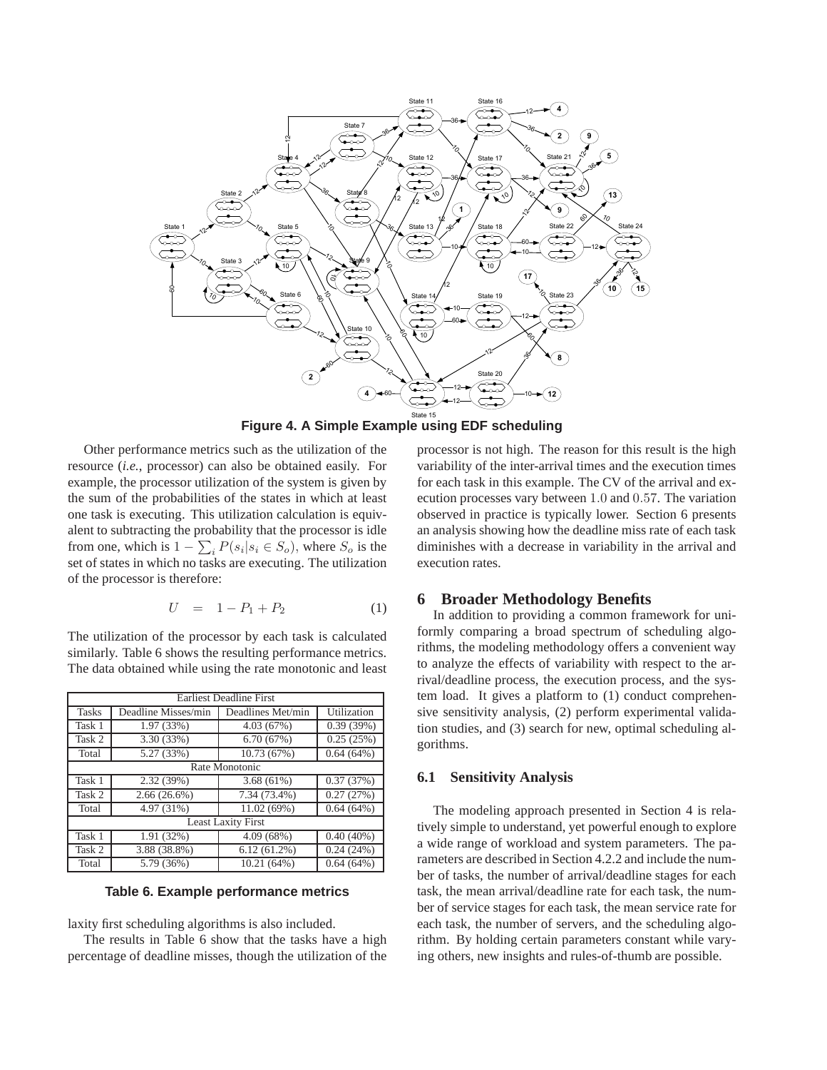**Figure 4. A Simple Example using EDF scheduling**

Other performance metrics such as the utilization of the resource (*i.e.*, processor) can also be obtained easily. For example, the processor utilization of the system is given by the sum of the probabilities of the states in which at least one task is executing. This utilization calculation is equivalent to subtracting the probability that the processor is idle from one, which is $1 - \sum_i P(s_i | s_i \in S_o)$, where $S_o$ is the set of states in which no tasks are executing. The utilization of the processor is therefore:

$$U = 1 - P_1 + P_2 \quad (1)$$

The utilization of the processor by each task is calculated similarly. Table 6 shows the resulting performance metrics. The data obtained while using the rate monotonic and least laxity first scheduling algorithms is also included.

| Earliest Deadline First | | | |
|---|---|---|---|
| Tasks | Deadline Misses/min | Deadlines Met/min | Utilization |
| Task 1 | 1.97 (33%) | 4.03 (67%) | 0.39 (39%) |
| Task 2 | 3.30 (33%) | 6.70 (67%) | 0.25 (25%) |
| Total | 5.27 (33%) | 10.73 (67%) | 0.64 (64%) |
| Rate Monotonic | | | |
| Task 1 | 2.32 (39%) | 3.68 (61%) | 0.37 (37%) |
| Task 2 | 2.66 (26.6%) | 7.34 (73.4%) | 0.27 (27%) |
| Total | 4.97 (31%) | 11.02 (69%) | 0.64 (64%) |
| Least Laxity First | | | |
| Task 1 | 1.91 (32%) | 4.09 (68%) | 0.40 (40%) |
| Task 2 | 3.88 (38.8%) | 6.12 (61.2%) | 0.24 (24%) |
| Total | 5.79 (36%) | 10.21 (64%) | 0.64 (64%) |

**Table 6. Example performance metrics**

The results in Table 6 show that the tasks have a high percentage of deadline misses, though the utilization of the processor is not high. The reason for this result is the high variability of the inter-arrival times and the execution times for each task in this example. The CV of the arrival and execution processes vary between $1.0$ and $0.57$. The variation observed in practice is typically lower. Section 6 presents an analysis showing how the deadline miss rate of each task diminishes with a decrease in variability in the arrival and execution rates.

## 6 Broader Methodology Benefits

In addition to providing a common framework for uniformly comparing a broad spectrum of scheduling algorithms, the modeling methodology offers a convenient way to analyze the effects of variability with respect to the arrival/deadline process, the execution process, and the system load. It gives a platform to (1) conduct comprehensive sensitivity analysis, (2) perform experimental validation studies, and (3) search for new, optimal scheduling algorithms.

### 6.1 Sensitivity Analysis

The modeling approach presented in Section 4 is relatively simple to understand, yet powerful enough to explore a wide range of workload and system parameters. The parameters are described in Section 4.2.2 and include the number of tasks, the number of arrival/deadline stages for each task, the mean arrival/deadline rate for each task, the number of service stages for each task, the mean service rate for each task, the number of servers, and the scheduling algorithm. By holding certain parameters constant while varying others, new insights and rules-of-thumb are possible.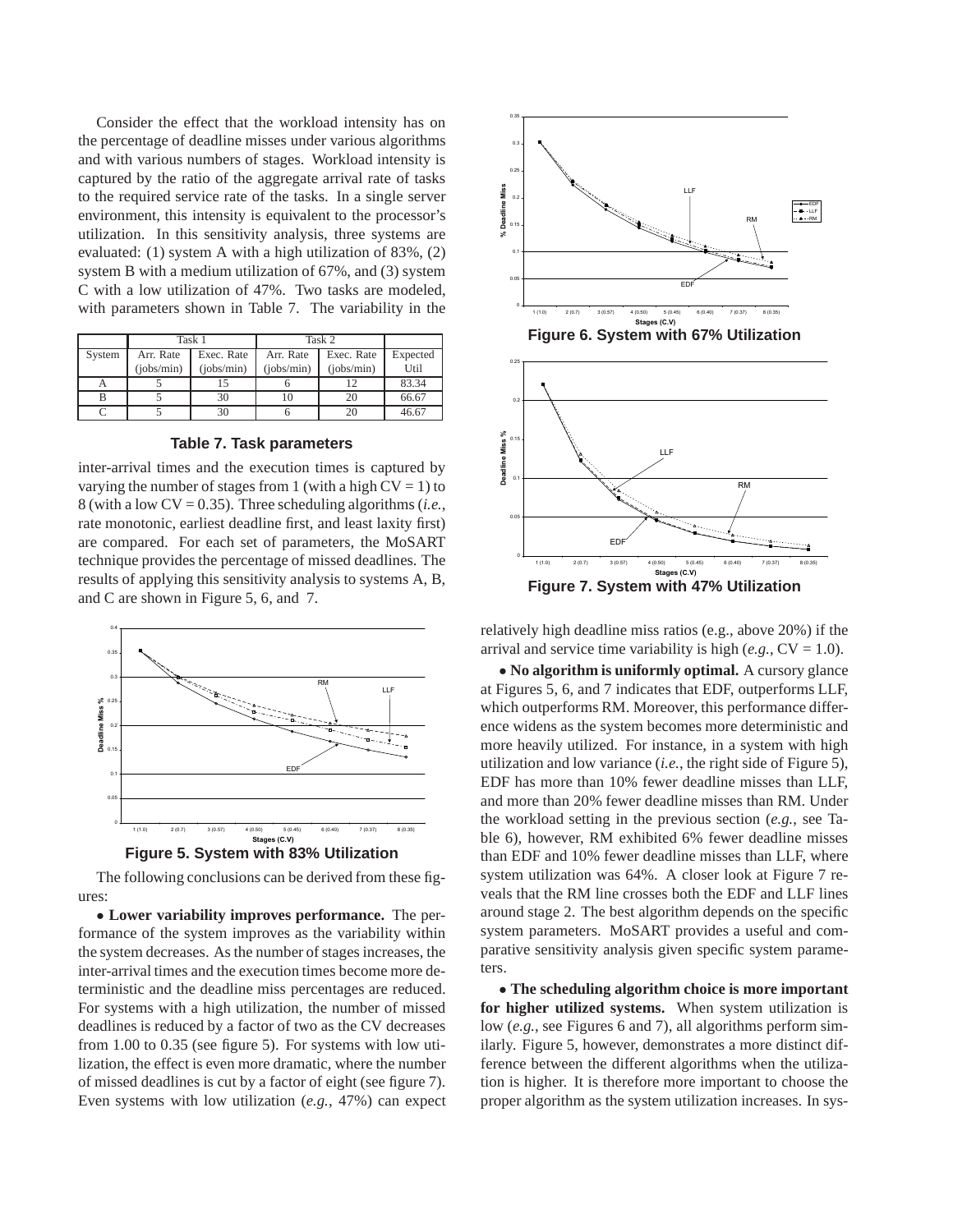Consider the effect that the workload intensity has on the percentage of deadline misses under various algorithms and with various numbers of stages. Workload intensity is captured by the ratio of the aggregate arrival rate of tasks to the required service rate of the tasks. In a single server environment, this intensity is equivalent to the processor's utilization. In this sensitivity analysis, three systems are evaluated: (1) system A with a high utilization of 83%, (2) system B with a medium utilization of 67%, and (3) system C with a low utilization of 47%. Two tasks are modeled, with parameters shown in Table 7. The variability in the inter-arrival times and the execution times is captured by varying the number of stages from 1 (with a high CV = 1) to 8 (with a low CV = 0.35). Three scheduling algorithms (*i.e.*, rate monotonic, earliest deadline first, and least laxity first) are compared. For each set of parameters, the MoSART technique provides the percentage of missed deadlines. The results of applying this sensitivity analysis to systems A, B, and C are shown in Figure 5, 6, and 7.

| | Task 1 | | Task 2 | | |
|---|---|---|---|---|---|
| System | Arr. Rate (jobs/min) | Exec. Rate (jobs/min) | Arr. Rate (jobs/min) | Exec. Rate (jobs/min) | Expected Util |
| A | 5 | 15 | 6 | 12 | 83.34 |
| B | 5 | 30 | 10 | 20 | 66.67 |
| C | 5 | 30 | 6 | 20 | 46.67 |

**Table 7. Task parameters**

**Figure 5. System with 83% Utilization**

**Figure 6. System with 67% Utilization**

**Figure 7. System with 47% Utilization**

The following conclusions can be derived from these figures:

• **Lower variability improves performance.** The performance of the system improves as the variability within the system decreases. As the number of stages increases, the inter-arrival times and the execution times become more deterministic and the deadline miss percentages are reduced. For systems with a high utilization, the number of missed deadlines is reduced by a factor of two as the CV decreases from 1.00 to 0.35 (see figure 5). For systems with low utilization, the effect is even more dramatic, where the number of missed deadlines is cut by a factor of eight (see figure 7). Even systems with low utilization (*e.g.*, 47%) can expect relatively high deadline miss ratios (e.g., above 20%) if the arrival and service time variability is high (*e.g.*, CV = 1.0).

• **No algorithm is uniformly optimal.** A cursory glance at Figures 5, 6, and 7 indicates that EDF, outperforms LLF, which outperforms RM. Moreover, this performance difference widens as the system becomes more deterministic and more heavily utilized. For instance, in a system with high utilization and low variance (*i.e.*, the right side of Figure 5), EDF has more than 10% fewer deadline misses than LLF, and more than 20% fewer deadline misses than RM. Under the workload setting in the previous section (*e.g.*, see Table 6), however, RM exhibited 6% fewer deadline misses than EDF and 10% fewer deadline misses than LLF, where system utilization was 64%. A closer look at Figure 7 reveals that the RM line crosses both the EDF and LLF lines around stage 2. The best algorithm depends on the specific system parameters. MoSART provides a useful and comparative sensitivity analysis given specific system parameters.

• **The scheduling algorithm choice is more important for higher utilized systems.** When system utilization is low (*e.g.*, see Figures 6 and 7), all algorithms perform similarly. Figure 5, however, demonstrates a more distinct difference between the different algorithms when the utilization is higher. It is therefore more important to choose the proper algorithm as the system utilization increases. In sys-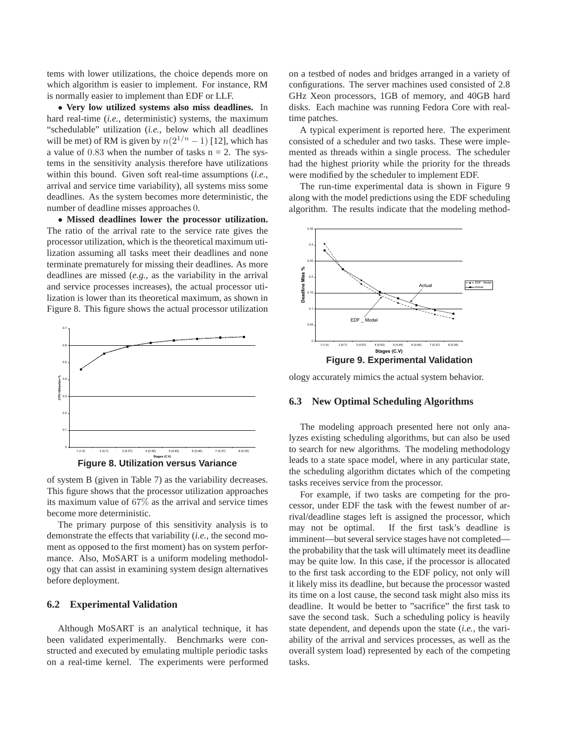tems with lower utilizations, the choice depends more on which algorithm is easier to implement. For instance, RM is normally easier to implement than EDF or LLF.

• **Very low utilized systems also miss deadlines.** In hard real-time (*i.e.*, deterministic) systems, the maximum "schedulable" utilization (*i.e.*, below which all deadlines will be met) of RM is given by $n(2^{1/n} - 1)$ [12], which has a value of $0.83$ when the number of tasks n = 2. The systems in the sensitivity analysis therefore have utilizations within this bound. Given soft real-time assumptions (*i.e.*, arrival and service time variability), all systems miss some deadlines. As the system becomes more deterministic, the number of deadline misses approaches $0$.

• **Missed deadlines lower the processor utilization.** The ratio of the arrival rate to the service rate gives the processor utilization, which is the theoretical maximum utilization assuming all tasks meet their deadlines and none terminate prematurely for missing their deadlines. As more deadlines are missed (*e.g.*, as the variability in the arrival and service processes increases), the actual processor utilization is lower than its theoretical maximum, as shown in Figure 8. This figure shows the actual processor utilization

**Figure 8. Utilization versus Variance**

of system B (given in Table 7) as the variability decreases. This figure shows that the processor utilization approaches its maximum value of $67\%$ as the arrival and service times become more deterministic.

The primary purpose of this sensitivity analysis is to demonstrate the effects that variability (*i.e.*, the second moment as opposed to the first moment) has on system performance. Also, MoSART is a uniform modeling methodology that can assist in examining system design alternatives before deployment.

### 6.2 Experimental Validation

Although MoSART is an analytical technique, it has been validated experimentally. Benchmarks were constructed and executed by emulating multiple periodic tasks on a real-time kernel. The experiments were performed on a testbed of nodes and bridges arranged in a variety of configurations. The server machines used consisted of 2.8 GHz Xeon processors, 1GB of memory, and 40GB hard disks. Each machine was running Fedora Core with real-time patches.

A typical experiment is reported here. The experiment consisted of a scheduler and two tasks. These were implemented as threads within a single process. The scheduler had the highest priority while the priority for the threads were modified by the scheduler to implement EDF.

The run-time experimental data is shown in Figure 9 along with the model predictions using the EDF scheduling algorithm. The results indicate that the modeling methodology accurately mimics the actual system behavior.

**Figure 9. Experimental Validation**

### 6.3 New Optimal Scheduling Algorithms

The modeling approach presented here not only analyzes existing scheduling algorithms, but can also be used to search for new algorithms. The modeling methodology leads to a state space model, where in any particular state, the scheduling algorithm dictates which of the competing tasks receives service from the processor.

For example, if two tasks are competing for the processor, under EDF the task with the fewest number of arrival/deadline stages left is assigned the processor, which may not be optimal. If the first task's deadline is imminent—but several service stages have not completed—the probability that the task will ultimately meet its deadline may be quite low. In this case, if the processor is allocated to the first task according to the EDF policy, not only will it likely miss its deadline, but because the processor wasted its time on a lost cause, the second task might also miss its deadline. It would be better to "sacrifice" the first task to save the second task. Such a scheduling policy is heavily state dependent, and depends upon the state (*i.e.*, the variability of the arrival and services processes, as well as the overall system load) represented by each of the competing tasks.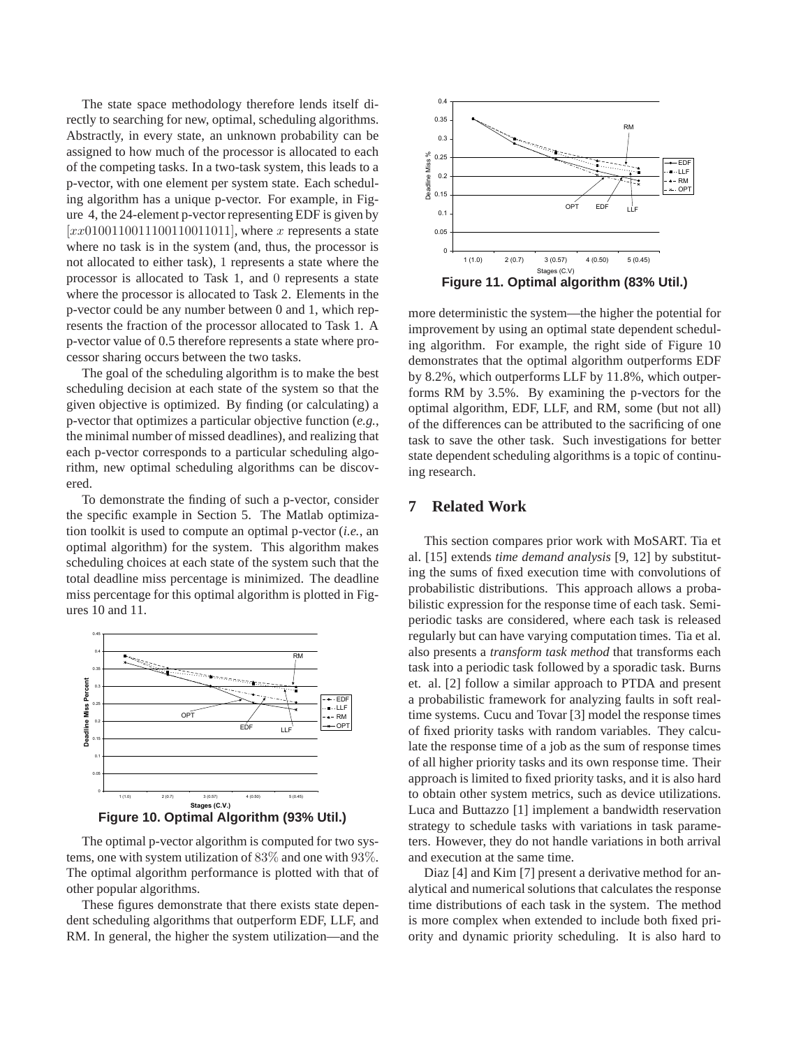The state space methodology therefore lends itself directly to searching for new, optimal, scheduling algorithms. Abstractly, in every state, an unknown probability can be assigned to how much of the processor is allocated to each of the competing tasks. In a two-task system, this leads to a p-vector, with one element per system state. Each scheduling algorithm has a unique p-vector. For example, in Figure 4, the 24-element p-vector representing EDF is given by $[xx0100110011100110011011]$, where $x$ represents a state where no task is in the system (and, thus, the processor is not allocated to either task), $1$ represents a state where the processor is allocated to Task 1, and $0$ represents a state where the processor is allocated to Task 2. Elements in the p-vector could be any number between 0 and 1, which represents the fraction of the processor allocated to Task 1. A p-vector value of 0.5 therefore represents a state where processor sharing occurs between the two tasks.

The goal of the scheduling algorithm is to make the best scheduling decision at each state of the system so that the given objective is optimized. By finding (or calculating) a p-vector that optimizes a particular objective function (*e.g.*, the minimal number of missed deadlines), and realizing that each p-vector corresponds to a particular scheduling algorithm, new optimal scheduling algorithms can be discovered.

To demonstrate the finding of such a p-vector, consider the specific example in Section 5. The Matlab optimization toolkit is used to compute an optimal p-vector (*i.e.*, an optimal algorithm) for the system. This algorithm makes scheduling choices at each state of the system such that the total deadline miss percentage is minimized. The deadline miss percentage for this optimal algorithm is plotted in Figures 10 and 11.

**Figure 10. Optimal Algorithm (93% Util.)**

The optimal p-vector algorithm is computed for two systems, one with system utilization of $83\%$ and one with $93\%$. The optimal algorithm performance is plotted with that of other popular algorithms.

These figures demonstrate that there exists state dependent scheduling algorithms that outperform EDF, LLF, and RM. In general, the higher the system utilization—and the more deterministic the system—the higher the potential for improvement by using an optimal state dependent scheduling algorithm. For example, the right side of Figure 10 demonstrates that the optimal algorithm outperforms EDF by 8.2%, which outperforms LLF by 11.8%, which outperforms RM by 3.5%. By examining the p-vectors for the optimal algorithm, EDF, LLF, and RM, some (but not all) of the differences can be attributed to the sacrificing of one task to save the other task. Such investigations for better state dependent scheduling algorithms is a topic of continuing research.

**Figure 11. Optimal algorithm (83% Util.)**

## 7 Related Work

This section compares prior work with MoSART. Tia et al. [15] extends *time demand analysis* [9, 12] by substituting the sums of fixed execution time with convolutions of probabilistic distributions. This approach allows a probabilistic expression for the response time of each task. Semi-periodic tasks are considered, where each task is released regularly but can have varying computation times. Tia et al. also presents a *transform task method* that transforms each task into a periodic task followed by a sporadic task. Burns et. al. [2] follow a similar approach to PTDA and present a probabilistic framework for analyzing faults in soft real-time systems. Cucu and Tovar [3] model the response times of fixed priority tasks with random variables. They calculate the response time of a job as the sum of response times of all higher priority tasks and its own response time. Their approach is limited to fixed priority tasks, and it is also hard to obtain other system metrics, such as device utilizations. Luca and Buttazzo [1] implement a bandwidth reservation strategy to schedule tasks with variations in task parameters. However, they do not handle variations in both arrival and execution at the same time.

Diaz [4] and Kim [7] present a derivative method for analytical and numerical solutions that calculates the response time distributions of each task in the system. The method is more complex when extended to include both fixed priority and dynamic priority scheduling. It is also hard to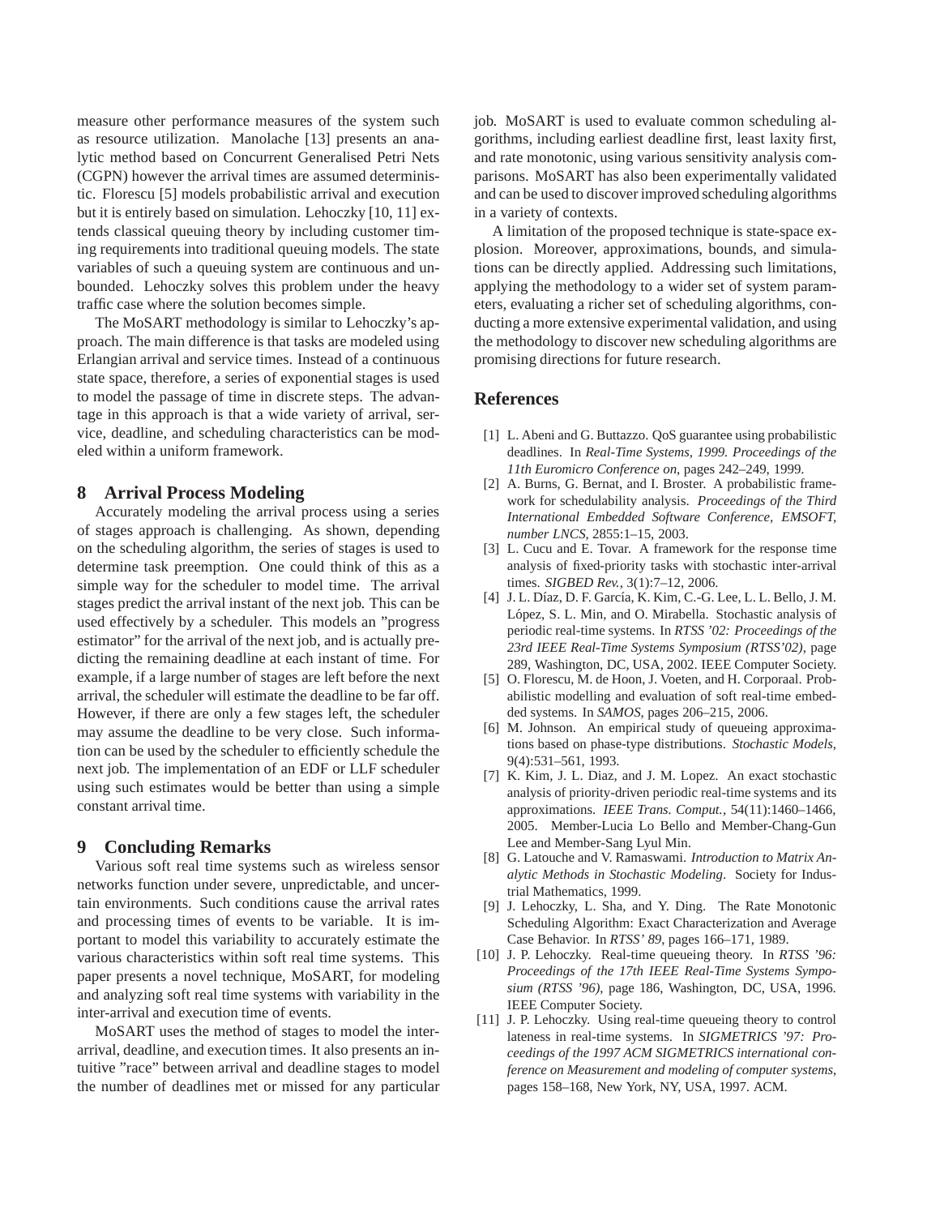measure other performance measures of the system such as resource utilization. Manolache [13] presents an analytic method based on Concurrent Generalised Petri Nets (CGPN) however the arrival times are assumed deterministic. Florescu [5] models probabilistic arrival and execution but it is entirely based on simulation. Lehoczky [10, 11] extends classical queuing theory by including customer timing requirements into traditional queuing models. The state variables of such a queuing system are continuous and unbounded. Lehoczky solves this problem under the heavy traffic case where the solution becomes simple.

The MoSART methodology is similar to Lehoczky's approach. The main difference is that tasks are modeled using Erlangian arrival and service times. Instead of a continuous state space, therefore, a series of exponential stages is used to model the passage of time in discrete steps. The advantage in this approach is that a wide variety of arrival, service, deadline, and scheduling characteristics can be modeled within a uniform framework.

## 8 Arrival Process Modeling

Accurately modeling the arrival process using a series of stages approach is challenging. As shown, depending on the scheduling algorithm, the series of stages is used to determine task preemption. One could think of this as a simple way for the scheduler to model time. The arrival stages predict the arrival instant of the next job. This can be used effectively by a scheduler. This models an "progress estimator" for the arrival of the next job, and is actually predicting the remaining deadline at each instant of time. For example, if a large number of stages are left before the next arrival, the scheduler will estimate the deadline to be far off. However, if there are only a few stages left, the scheduler may assume the deadline to be very close. Such information can be used by the scheduler to efficiently schedule the next job. The implementation of an EDF or LLF scheduler using such estimates would be better than using a simple constant arrival time.

## 9 Concluding Remarks

Various soft real time systems such as wireless sensor networks function under severe, unpredictable, and uncertain environments. Such conditions cause the arrival rates and processing times of events to be variable. It is important to model this variability to accurately estimate the various characteristics within soft real time systems. This paper presents a novel technique, MoSART, for modeling and analyzing soft real time systems with variability in the inter-arrival and execution time of events.

MoSART uses the method of stages to model the inter-arrival, deadline, and execution times. It also presents an intuitive "race" between arrival and deadline stages to model the number of deadlines met or missed for any particular job. MoSART is used to evaluate common scheduling algorithms, including earliest deadline first, least laxity first, and rate monotonic, using various sensitivity analysis comparisons. MoSART has also been experimentally validated and can be used to discover improved scheduling algorithms in a variety of contexts.

A limitation of the proposed technique is state-space explosion. Moreover, approximations, bounds, and simulations can be directly applied. Addressing such limitations, applying the methodology to a wider set of system parameters, evaluating a richer set of scheduling algorithms, conducting a more extensive experimental validation, and using the methodology to discover new scheduling algorithms are promising directions for future research.

## References

[1] L. Abeni and G. Buttazzo. QoS guarantee using probabilistic deadlines. In *Real-Time Systems, 1999. Proceedings of the 11th Euromicro Conference on*, pages 242–249, 1999.

[2] A. Burns, G. Bernat, and I. Broster. A probabilistic framework for schedulability analysis. *Proceedings of the Third International Embedded Software Conference, EMSOFT, number LNCS*, 2855:1–15, 2003.

[3] L. Cucu and E. Tovar. A framework for the response time analysis of fixed-priority tasks with stochastic inter-arrival times. *SIGBED Rev.*, 3(1):7–12, 2006.

[4] J. L. Díaz, D. F. García, K. Kim, C.-G. Lee, L. L. Bello, J. M. López, S. L. Min, and O. Mirabella. Stochastic analysis of periodic real-time systems. In *RTSS '02: Proceedings of the 23rd IEEE Real-Time Systems Symposium (RTSS'02)*, page 289, Washington, DC, USA, 2002. IEEE Computer Society.

[5] O. Florescu, M. de Hoon, J. Voeten, and H. Corporaal. Probabilistic modelling and evaluation of soft real-time embedded systems. In *SAMOS*, pages 206–215, 2006.

[6] M. Johnson. An empirical study of queueing approximations based on phase-type distributions. *Stochastic Models*, 9(4):531–561, 1993.

[7] K. Kim, J. L. Diaz, and J. M. Lopez. An exact stochastic analysis of priority-driven periodic real-time systems and its approximations. *IEEE Trans. Comput.*, 54(11):1460–1466, 2005. Member-Lucia Lo Bello and Member-Chang-Gun Lee and Member-Sang Lyul Min.

[8] G. Latouche and V. Ramaswami. *Introduction to Matrix Analytic Methods in Stochastic Modeling*. Society for Industrial Mathematics, 1999.

[9] J. Lehoczky, L. Sha, and Y. Ding. The Rate Monotonic Scheduling Algorithm: Exact Characterization and Average Case Behavior. In *RTSS' 89*, pages 166–171, 1989.

[10] J. P. Lehoczky. Real-time queueing theory. In *RTSS '96: Proceedings of the 17th IEEE Real-Time Systems Symposium (RTSS '96)*, page 186, Washington, DC, USA, 1996. IEEE Computer Society.

[11] J. P. Lehoczky. Using real-time queueing theory to control lateness in real-time systems. In *SIGMETRICS '97: Proceedings of the 1997 ACM SIGMETRICS international conference on Measurement and modeling of computer systems*, pages 158–168, New York, NY, USA, 1997. ACM.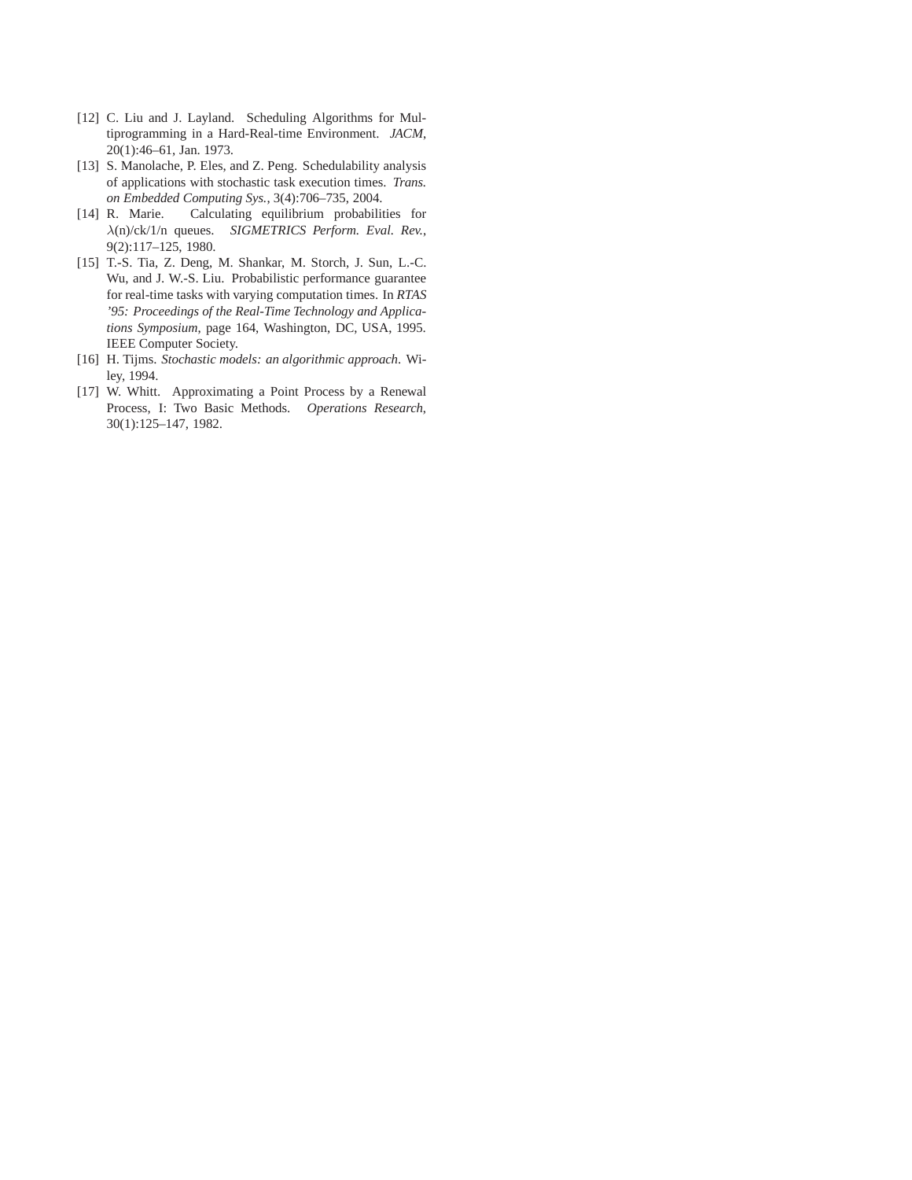[12] C. Liu and J. Layland. Scheduling Algorithms for Multiprogramming in a Hard-Real-time Environment. *JACM*, 20(1):46–61, Jan. 1973.

[13] S. Manolache, P. Eles, and Z. Peng. Schedulability analysis of applications with stochastic task execution times. *Trans. on Embedded Computing Sys.*, 3(4):706–735, 2004.

[14] R. Marie. Calculating equilibrium probabilities for $\lambda$(n)/ck/1/n queues. *SIGMETRICS Perform. Eval. Rev.*, 9(2):117–125, 1980.

[15] T.-S. Tia, Z. Deng, M. Shankar, M. Storch, J. Sun, L.-C. Wu, and J. W.-S. Liu. Probabilistic performance guarantee for real-time tasks with varying computation times. In *RTAS '95: Proceedings of the Real-Time Technology and Applications Symposium*, page 164, Washington, DC, USA, 1995. IEEE Computer Society.

[16] H. Tijms. *Stochastic models: an algorithmic approach*. Wiley, 1994.

[17] W. Whitt. Approximating a Point Process by a Renewal Process, I: Two Basic Methods. *Operations Research*, 30(1):125–147, 1982.